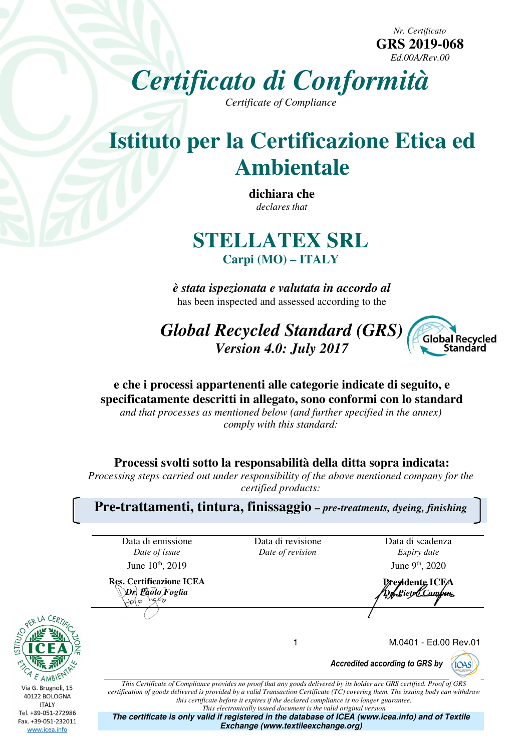*Nr. Certificato*
**GRS 2019-068**
*Ed.00A/Rev.00*

# *Certificato di Conformità*

*Certificate of Compliance*

# Istituto per la Certificazione Etica ed Ambientale

**dichiara che**
*declares that*

## STELLATEX SRL

**Carpi (MO) – ITALY**

***è stata ispezionata e valutata in accordo al***
has been inspected and assessed according to the

## *Global Recycled Standard (GRS)*

***Version 4.0: July 2017***

**e che i processi appartenenti alle categorie indicate di seguito, e specificatamente descritti in allegato, sono conformi con lo standard**
*and that processes as mentioned below (and further specified in the annex) comply with this standard:*

**Processi svolti sotto la responsabilità della ditta sopra indicata:**
*Processing steps carried out under responsibility of the above mentioned company for the certified products:*

**Pre-trattamenti, tintura, finissaggio** – ***pre-treatments, dyeing, finishing***

| Data di emissione *Date of issue* | Data di revisione *Date of revision* | Data di scadenza *Expiry date* |
| --- | --- | --- |
| June 10th, 2019 | | June 9th, 2020 |

**Res. Certificazione ICEA**
***Dr. Paolo Foglia***

**Presidente ICEA**
***Dr. Pietro Campus***

Via G. Brugnoli, 15
40122 BOLOGNA
ITALY
Tel. +39-051-272986
Fax. +39-051-232011
www.icea.info

M.0401 - Ed.00 Rev.01

***Accredited according to GRS by***

*This Certificate of Compliance provides no proof that any goods delivered by its holder are GRS certified. Proof of GRS certification of goods delivered is provided by a valid Transaction Certificate (TC) covering them. The issuing body can withdraw this certificate before it expires if the declared compliance is no longer guarantee.*
*This electronically issued document is the valid original version*

***The certificate is only valid if registered in the database of ICEA (www.icea.info) and of Textile Exchange (www.textileexchange.org)***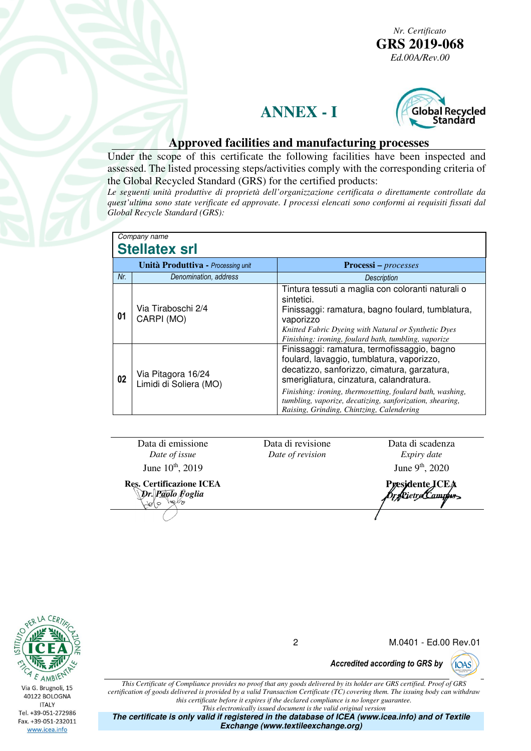*Nr. Certificato*
**GRS 2019-068**
*Ed.00A/Rev.00*

# ANNEX - I

Global Recycled Standard

## Approved facilities and manufacturing processes

Under the scope of this certificate the following facilities have been inspected and assessed. The listed processing steps/activities comply with the corresponding criteria of the Global Recycled Standard (GRS) for the certified products:

*Le seguenti unità produttive di proprietà dell'organizzazione certificata o direttamente controllate da quest'ultima sono state verificate ed approvate. I processi elencati sono conformi ai requisiti fissati dal Global Recycle Standard (GRS):*

*Company name*
**Stellatex srl**

| **Unità Produttiva** - Processing unit | | **Processi** – *processes* |
|---|---|---|
| *Nr.* | *Denomination, address* | *Description* |
| **01** | Via Tiraboschi 2/4 CARPI (MO) | Tintura tessuti a maglia con coloranti naturali o sintetici. Finissaggi: ramatura, bagno foulard, tumblatura, vaporizzo *Knitted Fabric Dyeing with Natural or Synthetic Dyes Finishing: ironing, foulard bath, tumbling, vaporize* |
| **02** | Via Pitagora 16/24 Limidi di Soliera (MO) | Finissaggi: ramatura, termofissaggio, bagno foulard, lavaggio, tumblatura, vaporizzo, decatizzo, sanforizzo, cimatura, garzatura, smerigliatura, cinzatura, calandratura. *Finishing: ironing, thermosetting, foulard bath, washing, tumbling, vaporize, decatizing, sanforization, shearing, Raising, Grinding, Chintzing, Calendering* |

| Data di emissione *Date of issue* | Data di revisione *Date of revision* | Data di scadenza *Expiry date* |
|---|---|---|
| June 10th, 2019 | | June 9th, 2020 |

**Res. Certificazione ICEA**
*Dr. Paolo Foglia*

**Presidente ICEA**
*Dr. Pietro Campus*

M.0401 - Ed.00 Rev.01

***Accredited according to GRS by*** IOAS

*This Certificate of Compliance provides no proof that any goods delivered by its holder are GRS certified. Proof of GRS certification of goods delivered is provided by a valid Transaction Certificate (TC) covering them. The issuing body can withdraw this certificate before it expires if the declared compliance is no longer guarantee.*
*This electronically issued document is the valid original version*

***The certificate is only valid if registered in the database of ICEA (www.icea.info) and of Textile Exchange (www.textileexchange.org)***

Via G. Brugnoli, 15
40122 BOLOGNA
ITALY
Tel. +39-051-272986
Fax. +39-051-232011
www.icea.info